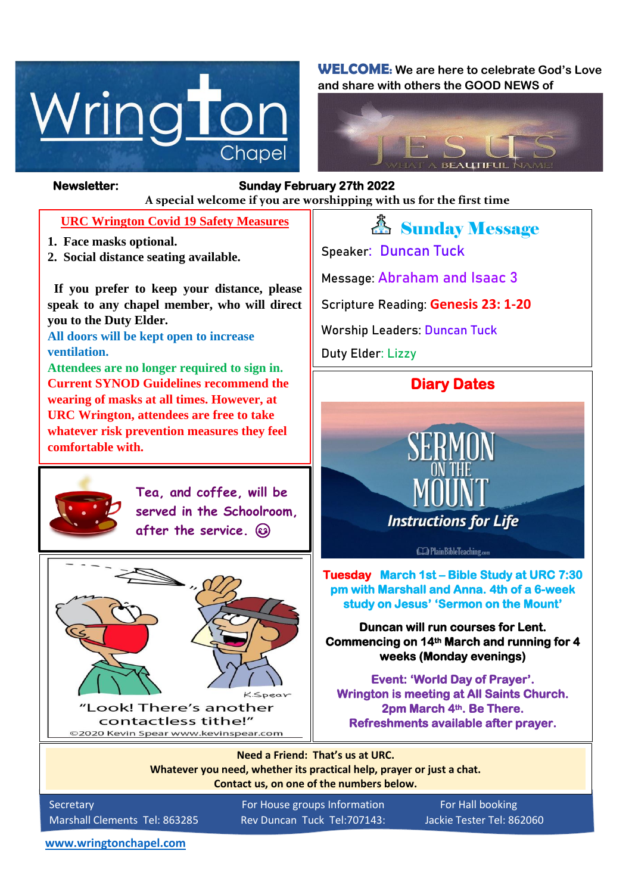# Wrington Chapel

**WELCOME:** We are here to celebrate God's Love and share with others the GOOD NEWS of

JESUS — WHAT A BEAUTIFUL NAME!

**Newsletter:** **Sunday February 27th 2022**

**A special welcome if you are worshipping with us for the first time**

## URC Wrington Covid 19 Safety Measures

1. **Face masks optional.**
2. **Social distance seating available.**

**If you prefer to keep your distance, please speak to any chapel member, who will direct you to the Duty Elder.**

**All doors will be kept open to increase ventilation.**

**Attendees are no longer required to sign in.**

**Current SYNOD Guidelines recommend the wearing of masks at all times. However, at URC Wrington, attendees are free to take whatever risk prevention measures they feel comfortable with.**

Tea, and coffee, will be served in the Schoolroom, after the service. ☺

"Look! There's another contactless tithe!"

©2020 Kevin Spear www.kevinspear.com

## Sunday Message

Speaker: Duncan Tuck

Message: Abraham and Isaac 3

Scripture Reading: **Genesis 23: 1-20**

Worship Leaders: Duncan Tuck

Duty Elder: Lizzy

## Diary Dates

SERMON ON THE MOUNT — *Instructions for Life*

**Tuesday March 1st – Bible Study at URC 7:30 pm with Marshall and Anna. 4th of a 6-week study on Jesus' 'Sermon on the Mount'**

**Duncan will run courses for Lent. Commencing on 14th March and running for 4 weeks (Monday evenings)**

**Event: 'World Day of Prayer'. Wrington is meeting at All Saints Church. 2pm March 4th. Be There. Refreshments available after prayer.**

**Need a Friend: That's us at URC.**
**Whatever you need, whether its practical help, prayer or just a chat.**
**Contact us, on one of the numbers below.**

| Secretary | For House groups Information | For Hall booking |
|---|---|---|
| Marshall Clements Tel: 863285 | Rev Duncan Tuck Tel:707143: | Jackie Tester Tel: 862060 |

www.wringtonchapel.com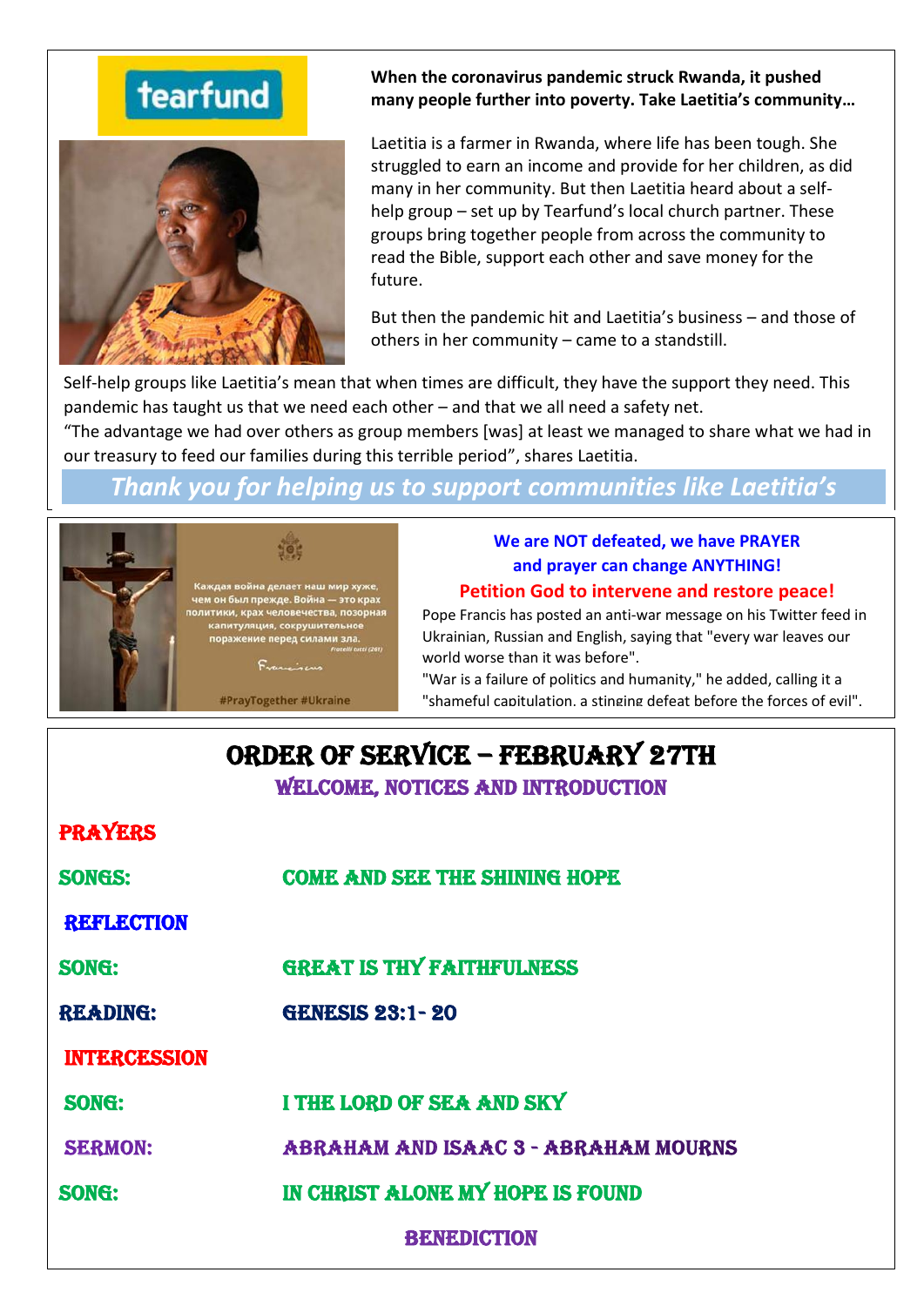tearfund

**When the coronavirus pandemic struck Rwanda, it pushed many people further into poverty. Take Laetitia's community…**

Laetitia is a farmer in Rwanda, where life has been tough. She struggled to earn an income and provide for her children, as did many in her community. But then Laetitia heard about a self-help group – set up by Tearfund's local church partner. These groups bring together people from across the community to read the Bible, support each other and save money for the future.

But then the pandemic hit and Laetitia's business – and those of others in her community – came to a standstill.

Self-help groups like Laetitia's mean that when times are difficult, they have the support they need. This pandemic has taught us that we need each other – and that we all need a safety net.

"The advantage we had over others as group members [was] at least we managed to share what we had in our treasury to feed our families during this terrible period", shares Laetitia.

*Thank you for helping us to support communities like Laetitia's*

Каждая война делает наш мир хуже, чем он был прежде. Война — это крах политики, крах человечества, позорная капитуляция, сокрушительное поражение перед силами зла.

Fratelli tutti (261)

Franciscus

#PrayTogether #Ukraine

**We are NOT defeated, we have PRAYER and prayer can change ANYTHING!**

**Petition God to intervene and restore peace!**

Pope Francis has posted an anti-war message on his Twitter feed in Ukrainian, Russian and English, saying that "every war leaves our world worse than it was before".

"War is a failure of politics and humanity," he added, calling it a "shameful capitulation, a stinging defeat before the forces of evil".

# ORDER OF SERVICE – FEBRUARY 27TH

## WELCOME, NOTICES AND INTRODUCTION

**PRAYERS**

**SONGS:** COME AND SEE THE SHINING HOPE

**REFLECTION**

**SONG:** GREAT IS THY FAITHFULNESS

**READING:** GENESIS 23:1- 20

**INTERCESSION**

**SONG:** I THE LORD OF SEA AND SKY

**SERMON:** ABRAHAM AND ISAAC 3 - ABRAHAM MOURNS

**SONG:** IN CHRIST ALONE MY HOPE IS FOUND

**BENEDICTION**